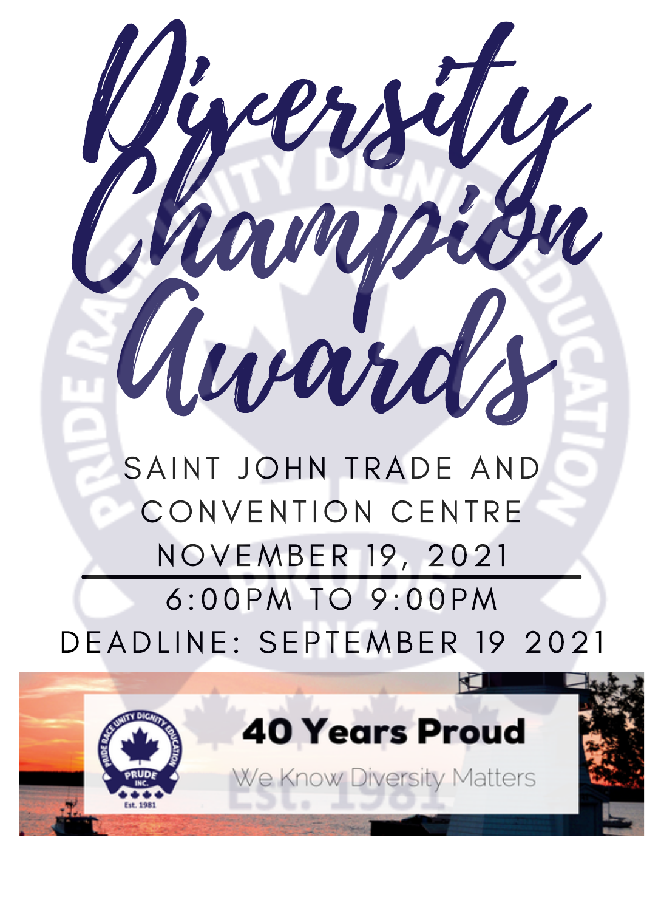# Diversity Champion Awards

SAINT JOHN TRADE AND CONVENTION CENTRE

NOVEMBER 19, 2021

6:00PM TO 9:00PM

DEADLINE: SEPTEMBER 19 2021

PRIDE RACE UNITY DIGNITY EDUCATION
PRUDE INC.
Est. 1981

**40 Years Proud**

We Know Diversity Matters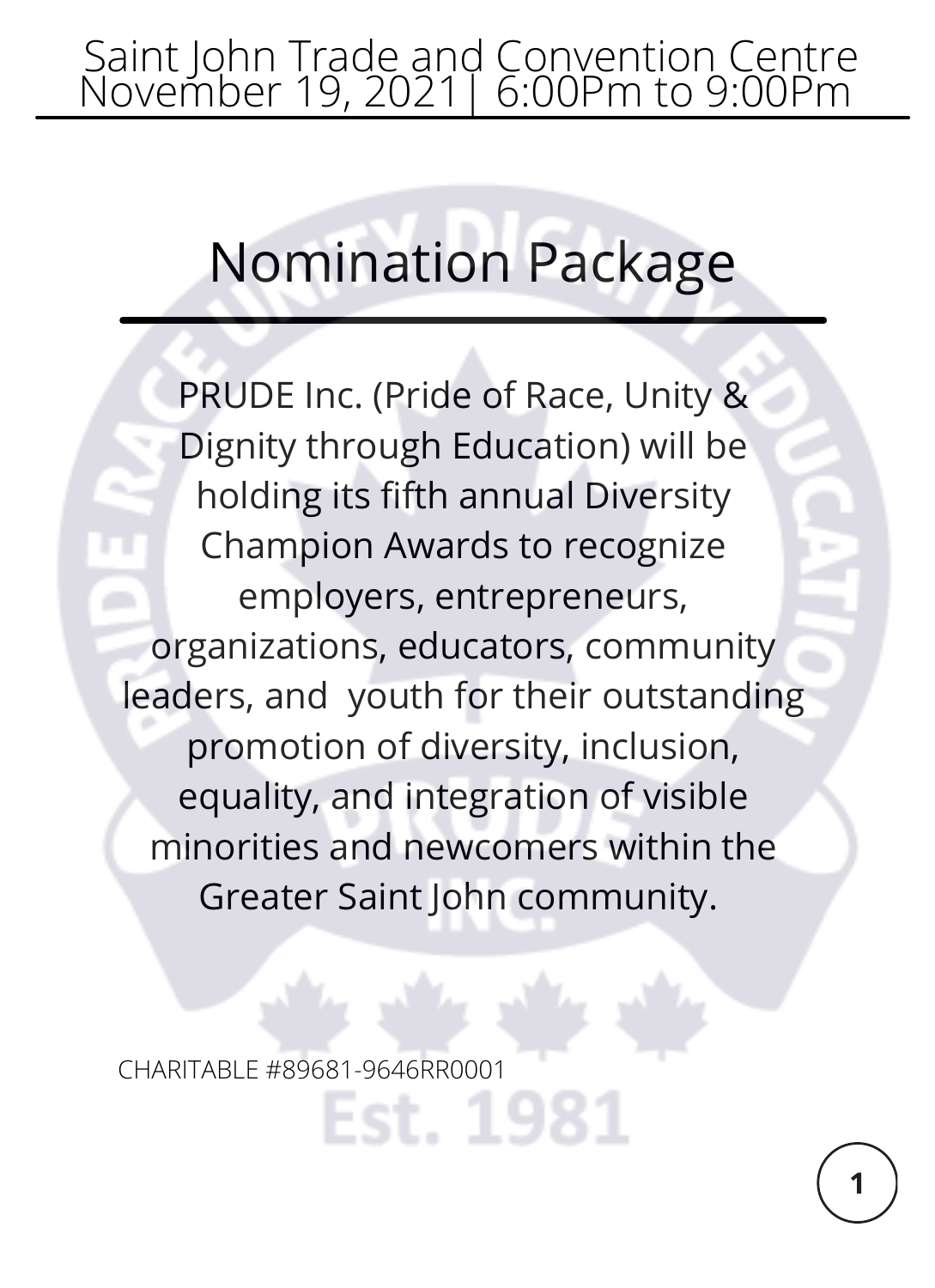Saint John Trade and Convention Centre
November 19, 2021| 6:00Pm to 9:00Pm

# Nomination Package

PRUDE Inc. (Pride of Race, Unity & Dignity through Education) will be holding its fifth annual Diversity Champion Awards to recognize employers, entrepreneurs, organizations, educators, community leaders, and youth for their outstanding promotion of diversity, inclusion, equality, and integration of visible minorities and newcomers within the Greater Saint John community.

CHARITABLE #89681-9646RR0001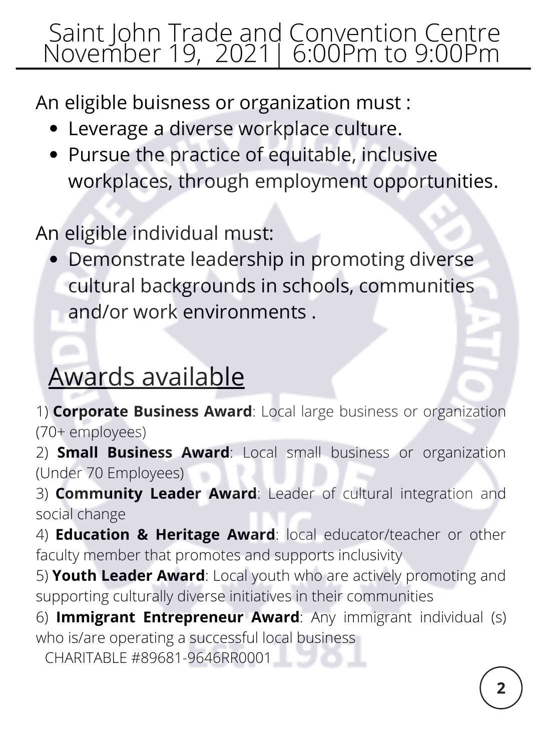Saint John Trade and Convention Centre
November 19, 2021| 6:00Pm to 9:00Pm

---

An eligible buisness or organization must :

- Leverage a diverse workplace culture.
- Pursue the practice of equitable, inclusive workplaces, through employment opportunities.

An eligible individual must:

- Demonstrate leadership in promoting diverse cultural backgrounds in schools, communities and/or work environments .

## Awards available

1) **Corporate Business Award**: Local large business or organization (70+ employees)

2) **Small Business Award**: Local small business or organization (Under 70 Employees)

3) **Community Leader Award**: Leader of cultural integration and social change

4) **Education & Heritage Award**: local educator/teacher or other faculty member that promotes and supports inclusivity

5) **Youth Leader Award**: Local youth who are actively promoting and supporting culturally diverse initiatives in their communities

6) **Immigrant Entrepreneur Award**: Any immigrant individual (s) who is/are operating a successful local business

CHARITABLE #89681-9646RR0001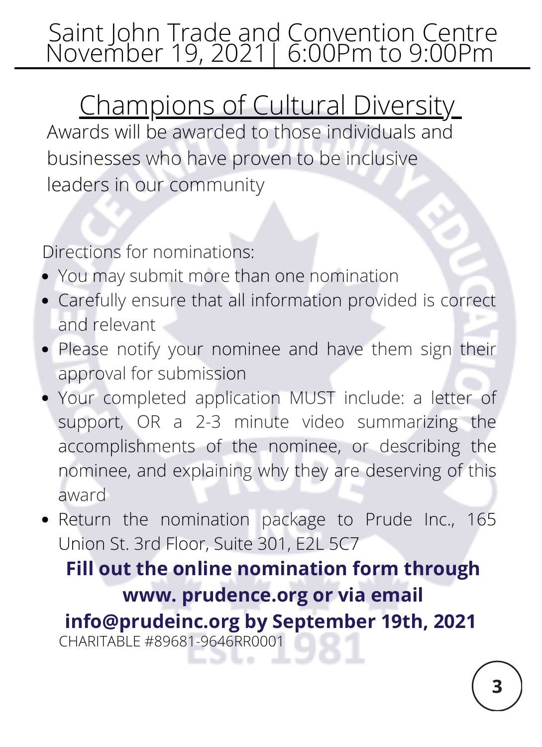Saint John Trade and Convention Centre
November 19, 2021| 6:00Pm to 9:00Pm

# Champions of Cultural Diversity

Awards will be awarded to those individuals and businesses who have proven to be inclusive leaders in our community

Directions for nominations:

- You may submit more than one nomination
- Carefully ensure that all information provided is correct and relevant
- Please notify your nominee and have them sign their approval for submission
- Your completed application MUST include: a letter of support, OR a 2-3 minute video summarizing the accomplishments of the nominee, or describing the nominee, and explaining why they are deserving of this award
- Return the nomination package to Prude Inc., 165 Union St. 3rd Floor, Suite 301, E2L 5C7

**Fill out the online nomination form through www. prudence.org or via email info@prudeinc.org by September 19th, 2021**

CHARITABLE #89681-9646RR0001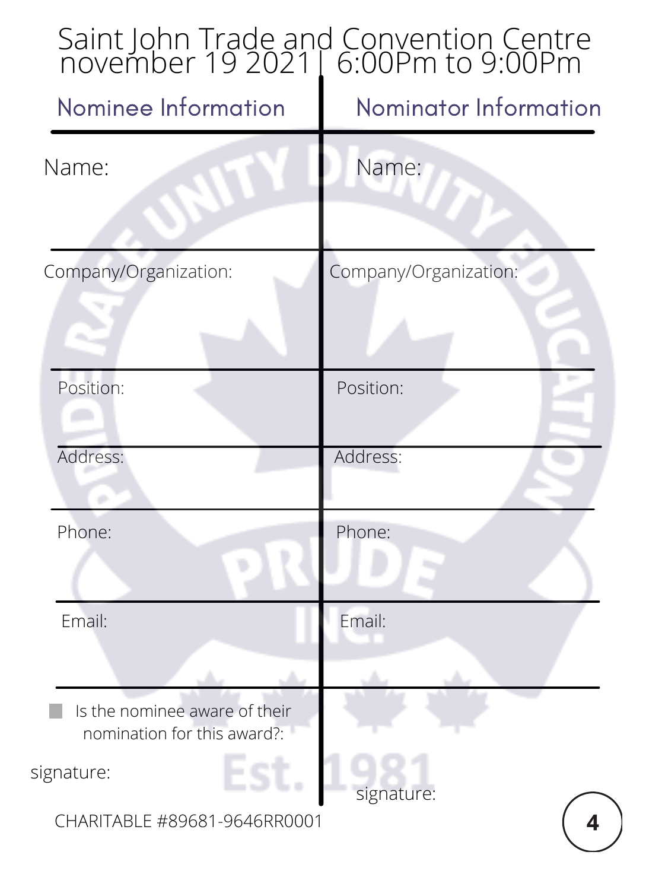Saint John Trade and Convention Centre
november 19 2021 | 6:00Pm to 9:00Pm

| Nominee Information | Nominator Information |
| --- | --- |
| Name: | Name: |
| Company/Organization: | Company/Organization: |
| Position: | Position: |
| Address: | Address: |
| Phone: | Phone: |
| Email: | Email: |

- [ ] Is the nominee aware of their nomination for this award?:

signature:

signature:

CHARITABLE #89681-9646RR0001